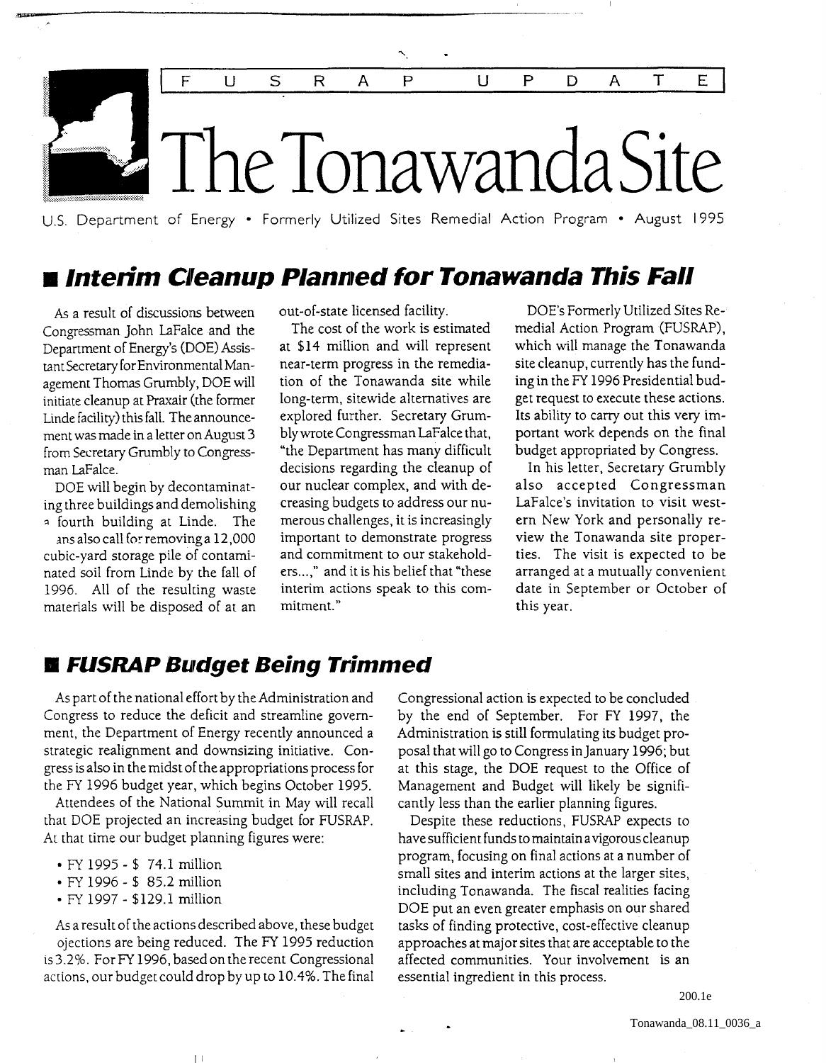FUSRAP UPDATE

# The Tonawanda Site

U.S. Department of Energy • Formerly Utilized Sites Remedial Action Program • August 1995

## *Interim Cleanup Planned for Tonawanda This Fall*

As a result of discussions between Congressman John LaFalce and the Department of Energy's (DOE) Assistant Secretary for Environmental Management Thomas Grumbly, DOE will initiate cleanup at Praxair (the former Linde facility) this fall. The announcement was made in a letter on August 3 from Secretary Grumbly to Congressman LaFalce.

DOE will begin by decontaminating three buildings and demolishing a fourth building at Linde. The plans also call for removing a 12,000 cubic-yard storage pile of contaminated soil from Linde by the fall of 1996. All of the resulting waste materials will be disposed of at an out-of-state licensed facility.

The cost of the work is estimated at $14 million and will represent near-term progress in the remediation of the Tonawanda site while long-term, sitewide alternatives are explored further. Secretary Grumbly wrote Congressman LaFalce that, "the Department has many difficult decisions regarding the cleanup of our nuclear complex, and with decreasing budgets to address our numerous challenges, it is increasingly important to demonstrate progress and commitment to our stakeholders...," and it is his belief that "these interim actions speak to this commitment."

DOE's Formerly Utilized Sites Remedial Action Program (FUSRAP), which will manage the Tonawanda site cleanup, currently has the funding in the FY 1996 Presidential budget request to execute these actions. Its ability to carry out this very important work depends on the final budget appropriated by Congress.

In his letter, Secretary Grumbly also accepted Congressman LaFalce's invitation to visit western New York and personally review the Tonawanda site properties. The visit is expected to be arranged at a mutually convenient date in September or October of this year.

## *FUSRAP Budget Being Trimmed*

As part of the national effort by the Administration and Congress to reduce the deficit and streamline government, the Department of Energy recently announced a strategic realignment and downsizing initiative. Congress is also in the midst of the appropriations process for the FY 1996 budget year, which begins October 1995.

Attendees of the National Summit in May will recall that DOE projected an increasing budget for FUSRAP. At that time our budget planning figures were:

- FY 1995 - $ 74.1 million
- FY 1996 - $ 85.2 million
- FY 1997 - $129.1 million

As a result of the actions described above, these budget projections are being reduced. The FY 1995 reduction is 3.2%. For FY 1996, based on the recent Congressional actions, our budget could drop by up to 10.4%. The final Congressional action is expected to be concluded by the end of September. For FY 1997, the Administration is still formulating its budget proposal that will go to Congress in January 1996; but at this stage, the DOE request to the Office of Management and Budget will likely be significantly less than the earlier planning figures.

Despite these reductions, FUSRAP expects to have sufficient funds to maintain a vigorous cleanup program, focusing on final actions at a number of small sites and interim actions at the larger sites, including Tonawanda. The fiscal realities facing DOE put an even greater emphasis on our shared tasks of finding protective, cost-effective cleanup approaches at major sites that are acceptable to the affected communities. Your involvement is an essential ingredient in this process.

200.1e

Tonawanda_08.11_0036_a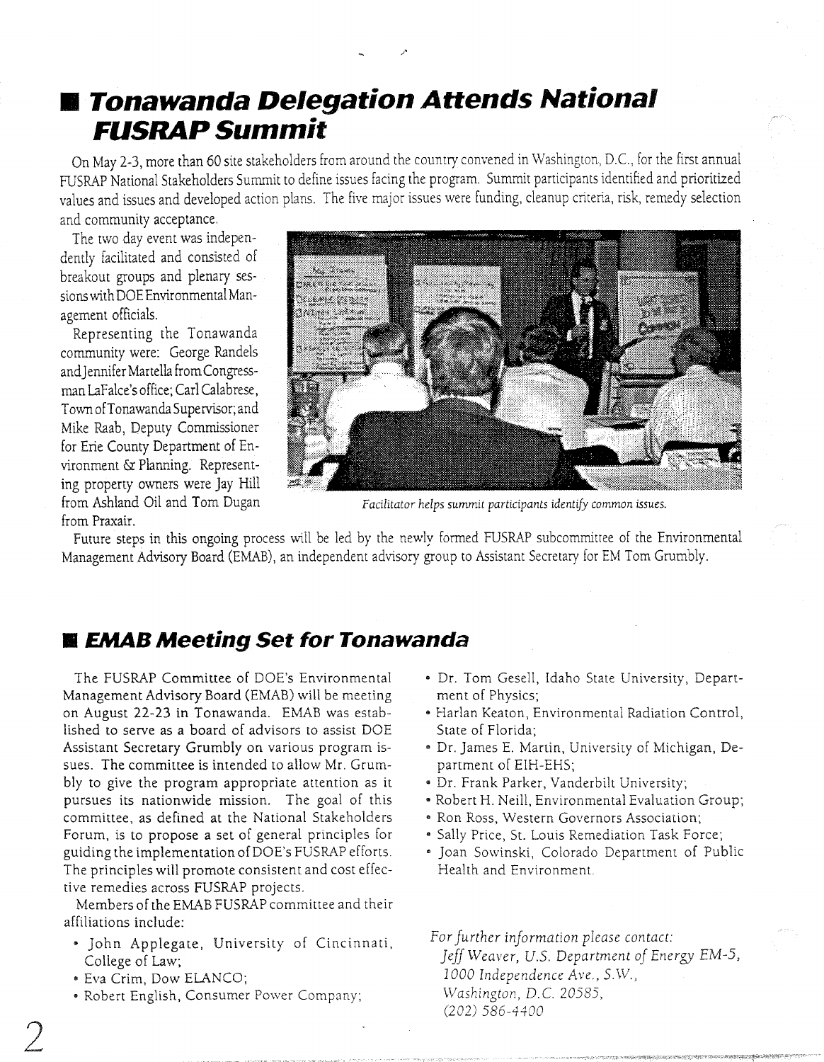# Tonawanda Delegation Attends National FUSRAP Summit

On May 2-3, more than 60 site stakeholders from around the country convened in Washington, D.C., for the first annual FUSRAP National Stakeholders Summit to define issues facing the program. Summit participants identified and prioritized values and issues and developed action plans. The five major issues were funding, cleanup criteria, risk, remedy selection and community acceptance.

The two day event was independently facilitated and consisted of breakout groups and plenary sessions with DOE Environmental Management officials.

Representing the Tonawanda community were: George Randels and Jennifer Martella from Congressman LaFalce's office; Carl Calabrese, Town of Tonawanda Supervisor; and Mike Raab, Deputy Commissioner for Erie County Department of Environment & Planning. Representing property owners were Jay Hill from Ashland Oil and Tom Dugan from Praxair.

*Facilitator helps summit participants identify common issues.*

Future steps in this ongoing process will be led by the newly formed FUSRAP subcommittee of the Environmental Management Advisory Board (EMAB), an independent advisory group to Assistant Secretary for EM Tom Grumbly.

# EMAB Meeting Set for Tonawanda

The FUSRAP Committee of DOE's Environmental Management Advisory Board (EMAB) will be meeting on August 22-23 in Tonawanda. EMAB was established to serve as a board of advisors to assist DOE Assistant Secretary Grumbly on various program issues. The committee is intended to allow Mr. Grumbly to give the program appropriate attention as it pursues its nationwide mission. The goal of this committee, as defined at the National Stakeholders Forum, is to propose a set of general principles for guiding the implementation of DOE's FUSRAP efforts. The principles will promote consistent and cost effective remedies across FUSRAP projects.

Members of the EMAB FUSRAP committee and their affiliations include:

- John Applegate, University of Cincinnati, College of Law;
- Eva Crim, Dow ELANCO;
- Robert English, Consumer Power Company;
- Dr. Tom Gesell, Idaho State University, Department of Physics;
- Harlan Keaton, Environmental Radiation Control, State of Florida;
- Dr. James E. Martin, University of Michigan, Department of EIH-EHS;
- Dr. Frank Parker, Vanderbilt University;
- Robert H. Neill, Environmental Evaluation Group;
- Ron Ross, Western Governors Association;
- Sally Price, St. Louis Remediation Task Force;
- Joan Sowinski, Colorado Department of Public Health and Environment.

*For further information please contact:*
*Jeff Weaver, U.S. Department of Energy EM-5,*
*1000 Independence Ave., S.W.,*
*Washington, D.C. 20585,*
*(202) 586-4400*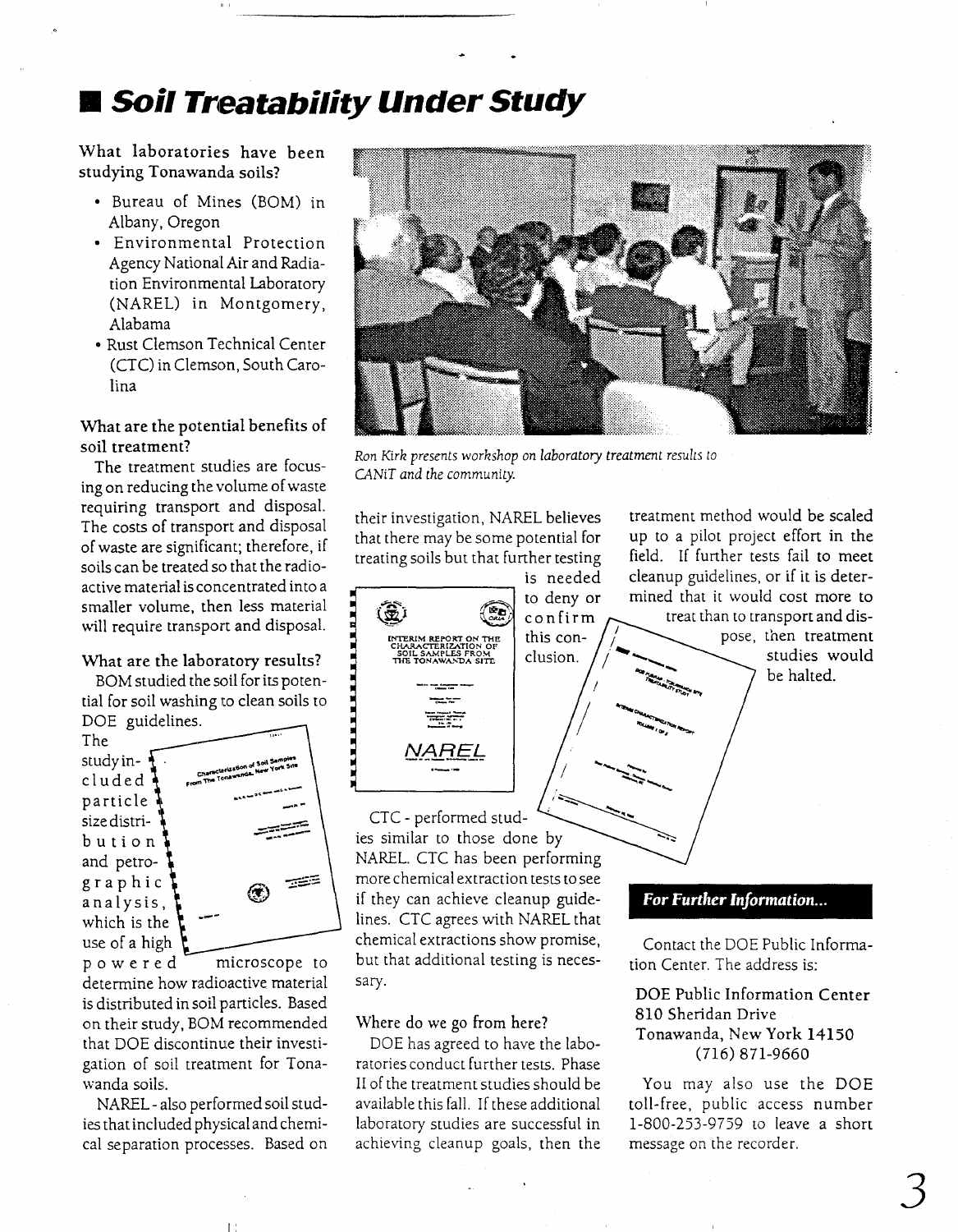# Soil Treatability Under Study

**What laboratories have been studying Tonawanda soils?**

- Bureau of Mines (BOM) in Albany, Oregon
- Environmental Protection Agency National Air and Radiation Environmental Laboratory (NAREL) in Montgomery, Alabama
- Rust Clemson Technical Center (CTC) in Clemson, South Carolina

**What are the potential benefits of soil treatment?**

The treatment studies are focusing on reducing the volume of waste requiring transport and disposal. The costs of transport and disposal of waste are significant; therefore, if soils can be treated so that the radioactive material is concentrated into a smaller volume, then less material will require transport and disposal.

**What are the laboratory results?**

BOM studied the soil for its potential for soil washing to clean soils to DOE guidelines. The study included particle size distribution and petrographic analysis, which is the use of a high powered microscope to determine how radioactive material is distributed in soil particles. Based on their study, BOM recommended that DOE discontinue their investigation of soil treatment for Tonawanda soils.

NAREL - also performed soil studies that included physical and chemical separation processes. Based on their investigation, NAREL believes that there may be some potential for treating soils but that further testing is needed to deny or confirm this conclusion.

CTC - performed studies similar to those done by NAREL. CTC has been performing more chemical extraction tests to see if they can achieve cleanup guidelines. CTC agrees with NAREL that chemical extractions show promise, but that additional testing is necessary.

*Ron Kirk presents workshop on laboratory treatment results to CANiT and the community.*

**Where do we go from here?**

DOE has agreed to have the laboratories conduct further tests. Phase II of the treatment studies should be available this fall. If these additional laboratory studies are successful in achieving cleanup goals, then the treatment method would be scaled up to a pilot project effort in the field. If further tests fail to meet cleanup guidelines, or if it is determined that it would cost more to treat than to transport and dispose, then treatment studies would be halted.

## *For Further Information...*

Contact the DOE Public Information Center. The address is:

DOE Public Information Center
810 Sheridan Drive
Tonawanda, New York 14150
(716) 871-9660

You may also use the DOE toll-free, public access number 1-800-253-9759 to leave a short message on the recorder.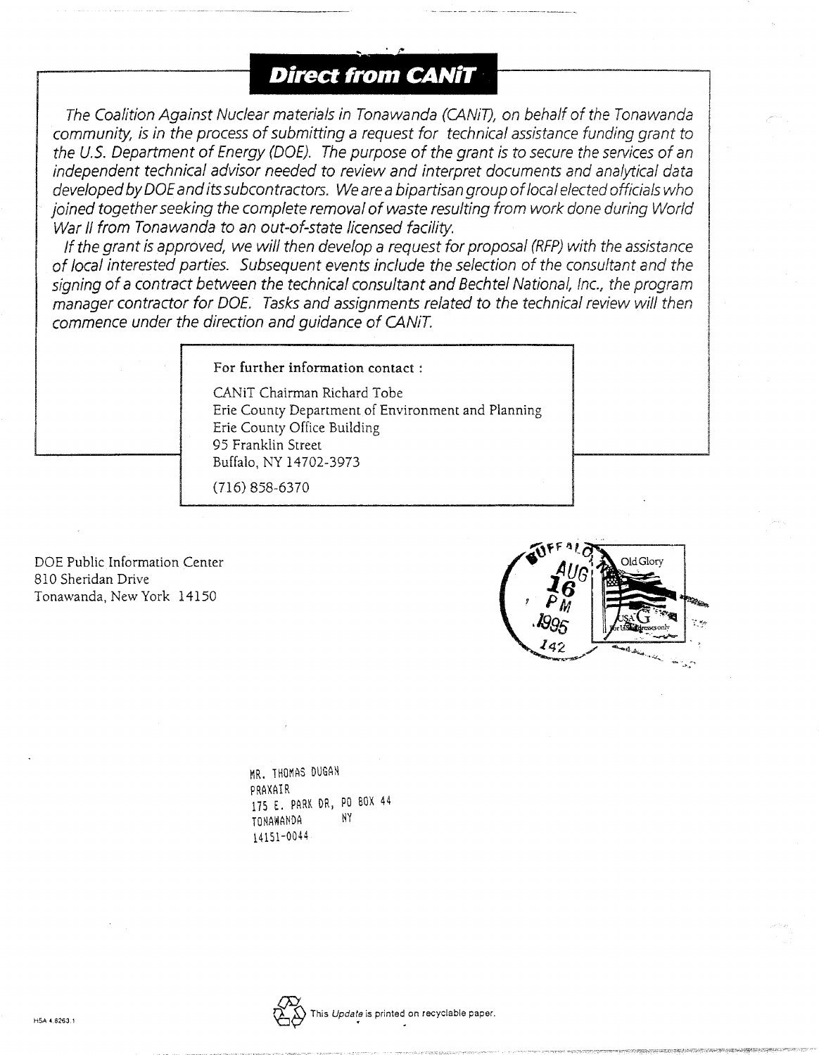## Direct from CANiT

*The Coalition Against Nuclear materials in Tonawanda (CANiT), on behalf of the Tonawanda community, is in the process of submitting a request for technical assistance funding grant to the U.S. Department of Energy (DOE). The purpose of the grant is to secure the services of an independent technical advisor needed to review and interpret documents and analytical data developed by DOE and its subcontractors. We are a bipartisan group of local elected officials who joined together seeking the complete removal of waste resulting from work done during World War II from Tonawanda to an out-of-state licensed facility.*

*If the grant is approved, we will then develop a request for proposal (RFP) with the assistance of local interested parties. Subsequent events include the selection of the consultant and the signing of a contract between the technical consultant and Bechtel National, Inc., the program manager contractor for DOE. Tasks and assignments related to the technical review will then commence under the direction and guidance of CANiT.*

**For further information contact :**

CANiT Chairman Richard Tobe
Erie County Department of Environment and Planning
Erie County Office Building
95 Franklin Street
Buffalo, NY 14702-3973

(716) 858-6370

DOE Public Information Center
810 Sheridan Drive
Tonawanda, New York 14150

BUFFALO, NY
AUG 16 PM 1995
142

Old Glory
USA G
For U.S. addresses only

MR. THOMAS DUGAN
PRAXAIR
175 E. PARK DR, PO BOX 44
TONAWANDA NY
14151-0044

H5A 4.8263.1

This *Update* is printed on recyclable paper.